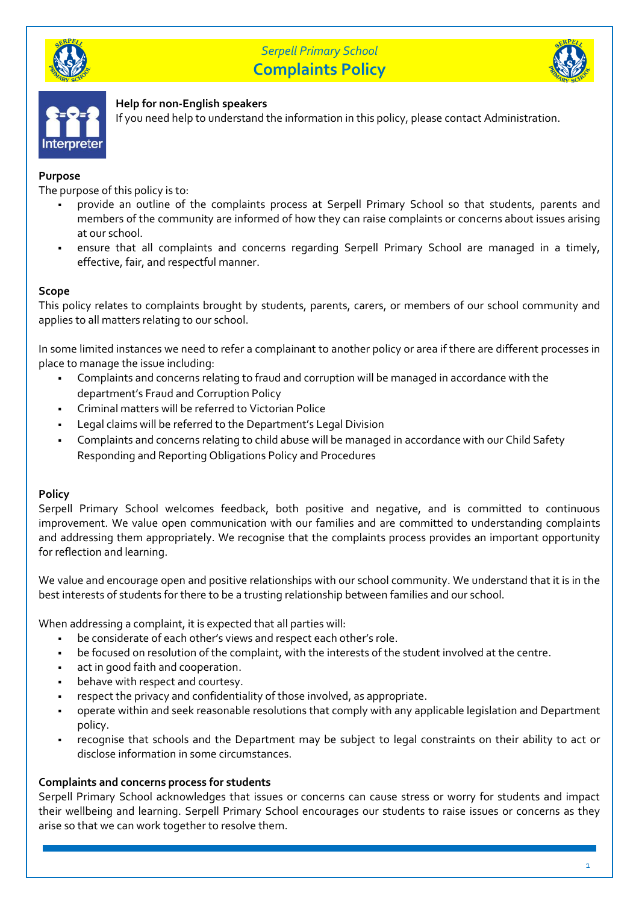*Serpell Primary School*

# Complaints Policy

**Help for non-English speakers**

If you need help to understand the information in this policy, please contact Administration.

**Purpose**

The purpose of this policy is to:

- provide an outline of the complaints process at Serpell Primary School so that students, parents and members of the community are informed of how they can raise complaints or concerns about issues arising at our school.
- ensure that all complaints and concerns regarding Serpell Primary School are managed in a timely, effective, fair, and respectful manner.

**Scope**

This policy relates to complaints brought by students, parents, carers, or members of our school community and applies to all matters relating to our school.

In some limited instances we need to refer a complainant to another policy or area if there are different processes in place to manage the issue including:

- Complaints and concerns relating to fraud and corruption will be managed in accordance with the department's Fraud and Corruption Policy
- Criminal matters will be referred to Victorian Police
- Legal claims will be referred to the Department's Legal Division
- Complaints and concerns relating to child abuse will be managed in accordance with our Child Safety Responding and Reporting Obligations Policy and Procedures

**Policy**

Serpell Primary School welcomes feedback, both positive and negative, and is committed to continuous improvement. We value open communication with our families and are committed to understanding complaints and addressing them appropriately. We recognise that the complaints process provides an important opportunity for reflection and learning.

We value and encourage open and positive relationships with our school community. We understand that it is in the best interests of students for there to be a trusting relationship between families and our school.

When addressing a complaint, it is expected that all parties will:

- be considerate of each other's views and respect each other's role.
- be focused on resolution of the complaint, with the interests of the student involved at the centre.
- act in good faith and cooperation.
- behave with respect and courtesy.
- respect the privacy and confidentiality of those involved, as appropriate.
- operate within and seek reasonable resolutions that comply with any applicable legislation and Department policy.
- recognise that schools and the Department may be subject to legal constraints on their ability to act or disclose information in some circumstances.

**Complaints and concerns process for students**

Serpell Primary School acknowledges that issues or concerns can cause stress or worry for students and impact their wellbeing and learning. Serpell Primary School encourages our students to raise issues or concerns as they arise so that we can work together to resolve them.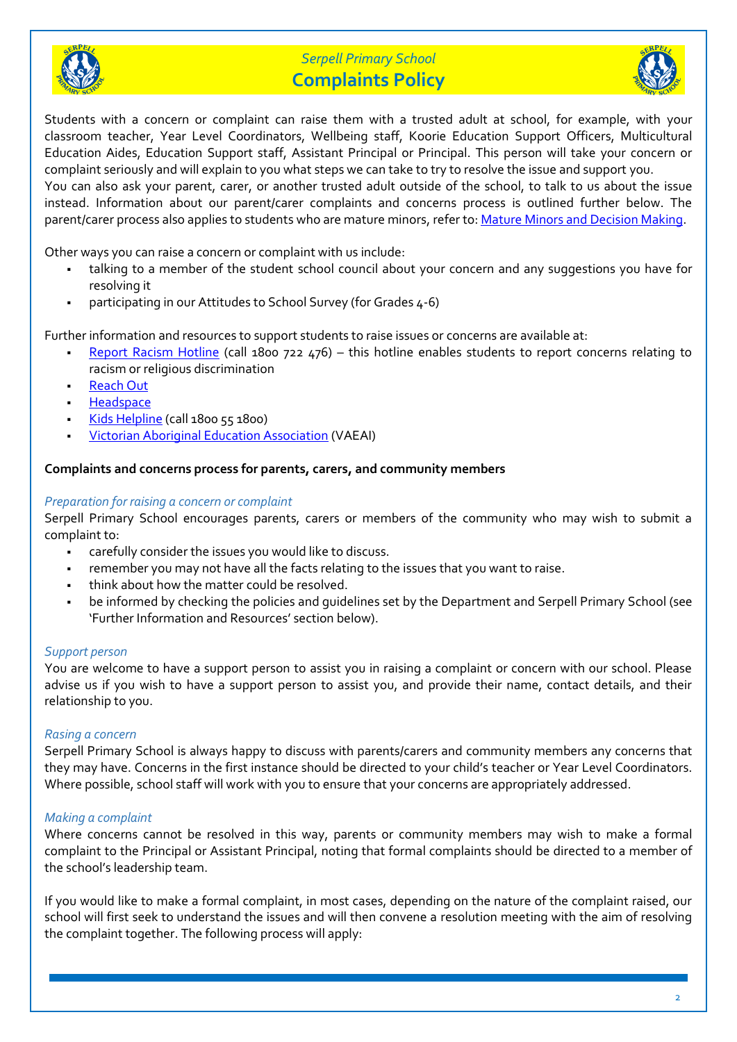Students with a concern or complaint can raise them with a trusted adult at school, for example, with your classroom teacher, Year Level Coordinators, Wellbeing staff, Koorie Education Support Officers, Multicultural Education Aides, Education Support staff, Assistant Principal or Principal. This person will take your concern or complaint seriously and will explain to you what steps we can take to try to resolve the issue and support you.
You can also ask your parent, carer, or another trusted adult outside of the school, to talk to us about the issue instead. Information about our parent/carer complaints and concerns process is outlined further below. The parent/carer process also applies to students who are mature minors, refer to: Mature Minors and Decision Making.

Other ways you can raise a concern or complaint with us include:

- talking to a member of the student school council about your concern and any suggestions you have for resolving it
- participating in our Attitudes to School Survey (for Grades 4-6)

Further information and resources to support students to raise issues or concerns are available at:

- Report Racism Hotline (call 1800 722 476) – this hotline enables students to report concerns relating to racism or religious discrimination
- Reach Out
- Headspace
- Kids Helpline (call 1800 55 1800)
- Victorian Aboriginal Education Association (VAEAI)

**Complaints and concerns process for parents, carers, and community members**

*Preparation for raising a concern or complaint*

Serpell Primary School encourages parents, carers or members of the community who may wish to submit a complaint to:

- carefully consider the issues you would like to discuss.
- remember you may not have all the facts relating to the issues that you want to raise.
- think about how the matter could be resolved.
- be informed by checking the policies and guidelines set by the Department and Serpell Primary School (see 'Further Information and Resources' section below).

*Support person*

You are welcome to have a support person to assist you in raising a complaint or concern with our school. Please advise us if you wish to have a support person to assist you, and provide their name, contact details, and their relationship to you.

*Rasing a concern*

Serpell Primary School is always happy to discuss with parents/carers and community members any concerns that they may have. Concerns in the first instance should be directed to your child's teacher or Year Level Coordinators. Where possible, school staff will work with you to ensure that your concerns are appropriately addressed.

*Making a complaint*

Where concerns cannot be resolved in this way, parents or community members may wish to make a formal complaint to the Principal or Assistant Principal, noting that formal complaints should be directed to a member of the school's leadership team.

If you would like to make a formal complaint, in most cases, depending on the nature of the complaint raised, our school will first seek to understand the issues and will then convene a resolution meeting with the aim of resolving the complaint together. The following process will apply: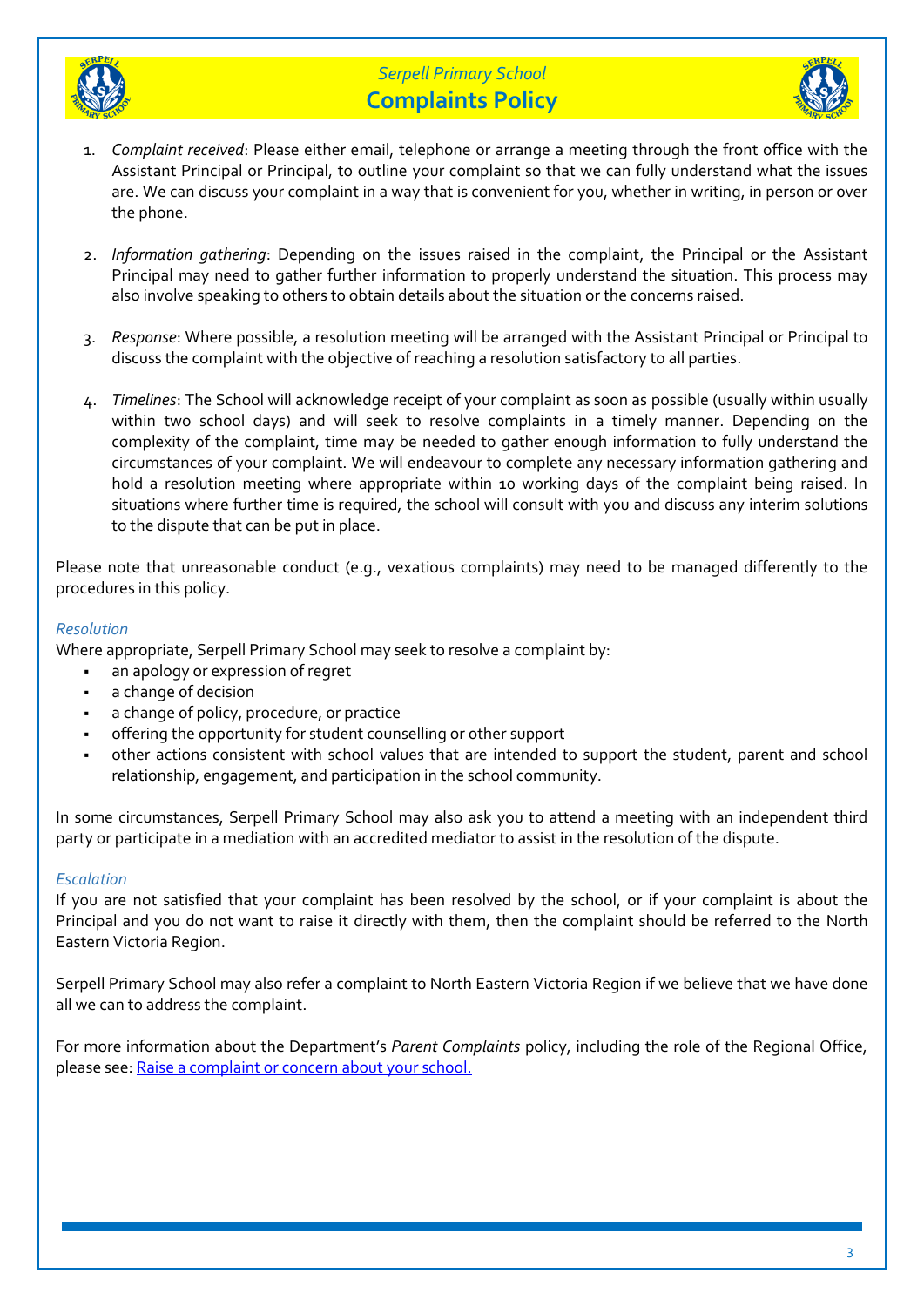1. *Complaint received*: Please either email, telephone or arrange a meeting through the front office with the Assistant Principal or Principal, to outline your complaint so that we can fully understand what the issues are. We can discuss your complaint in a way that is convenient for you, whether in writing, in person or over the phone.

2. *Information gathering*: Depending on the issues raised in the complaint, the Principal or the Assistant Principal may need to gather further information to properly understand the situation. This process may also involve speaking to others to obtain details about the situation or the concerns raised.

3. *Response*: Where possible, a resolution meeting will be arranged with the Assistant Principal or Principal to discuss the complaint with the objective of reaching a resolution satisfactory to all parties.

4. *Timelines*: The School will acknowledge receipt of your complaint as soon as possible (usually within usually within two school days) and will seek to resolve complaints in a timely manner. Depending on the complexity of the complaint, time may be needed to gather enough information to fully understand the circumstances of your complaint. We will endeavour to complete any necessary information gathering and hold a resolution meeting where appropriate within 10 working days of the complaint being raised. In situations where further time is required, the school will consult with you and discuss any interim solutions to the dispute that can be put in place.

Please note that unreasonable conduct (e.g., vexatious complaints) may need to be managed differently to the procedures in this policy.

### *Resolution*

Where appropriate, Serpell Primary School may seek to resolve a complaint by:

- an apology or expression of regret
- a change of decision
- a change of policy, procedure, or practice
- offering the opportunity for student counselling or other support
- other actions consistent with school values that are intended to support the student, parent and school relationship, engagement, and participation in the school community.

In some circumstances, Serpell Primary School may also ask you to attend a meeting with an independent third party or participate in a mediation with an accredited mediator to assist in the resolution of the dispute.

### *Escalation*

If you are not satisfied that your complaint has been resolved by the school, or if your complaint is about the Principal and you do not want to raise it directly with them, then the complaint should be referred to the North Eastern Victoria Region.

Serpell Primary School may also refer a complaint to North Eastern Victoria Region if we believe that we have done all we can to address the complaint.

For more information about the Department's *Parent Complaints* policy, including the role of the Regional Office, please see: Raise a complaint or concern about your school.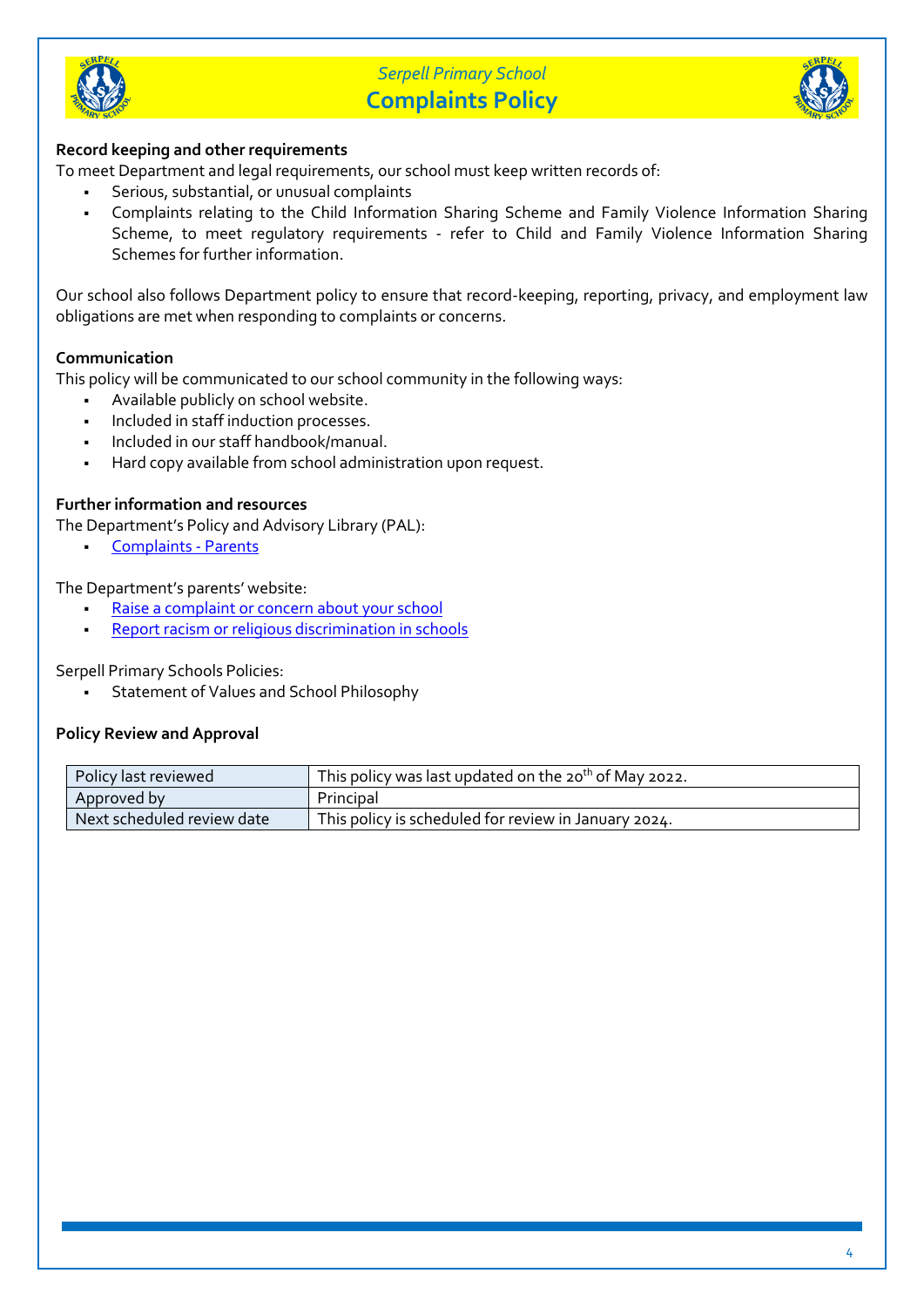**Record keeping and other requirements**

To meet Department and legal requirements, our school must keep written records of:

- Serious, substantial, or unusual complaints
- Complaints relating to the Child Information Sharing Scheme and Family Violence Information Sharing Scheme, to meet regulatory requirements - refer to Child and Family Violence Information Sharing Schemes for further information.

Our school also follows Department policy to ensure that record-keeping, reporting, privacy, and employment law obligations are met when responding to complaints or concerns.

**Communication**

This policy will be communicated to our school community in the following ways:

- Available publicly on school website.
- Included in staff induction processes.
- Included in our staff handbook/manual.
- Hard copy available from school administration upon request.

**Further information and resources**

The Department's Policy and Advisory Library (PAL):

- Complaints - Parents

The Department's parents' website:

- Raise a complaint or concern about your school
- Report racism or religious discrimination in schools

Serpell Primary Schools Policies:

- Statement of Values and School Philosophy

**Policy Review and Approval**

| | |
|---|---|
| Policy last reviewed | This policy was last updated on the 20th of May 2022. |
| Approved by | Principal |
| Next scheduled review date | This policy is scheduled for review in January 2024. |